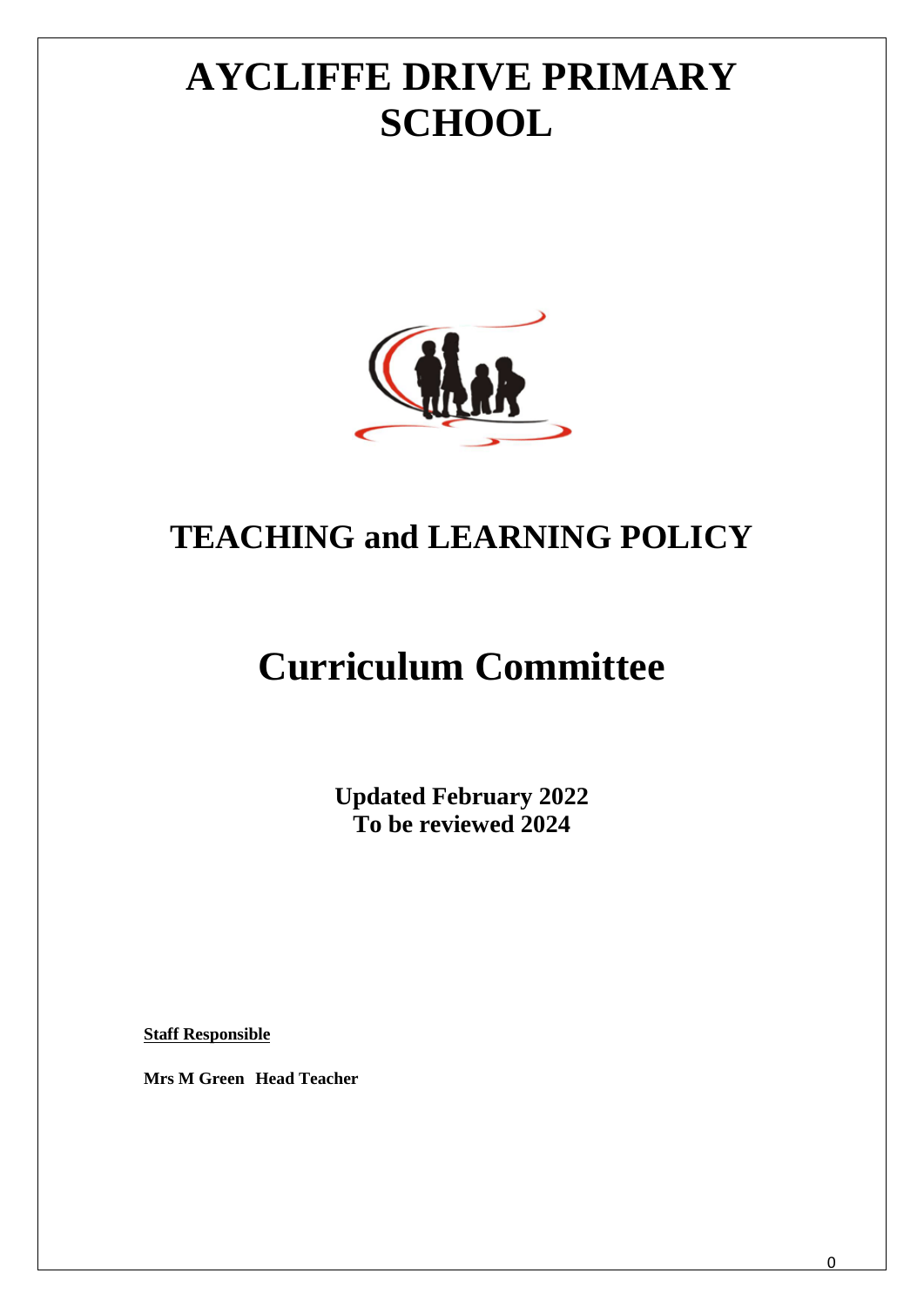# AYCLIFFE DRIVE PRIMARY SCHOOL

## TEACHING and LEARNING POLICY

# Curriculum Committee

**Updated February 2022**
**To be reviewed 2024**

**Staff Responsible**

**Mrs M Green Head Teacher**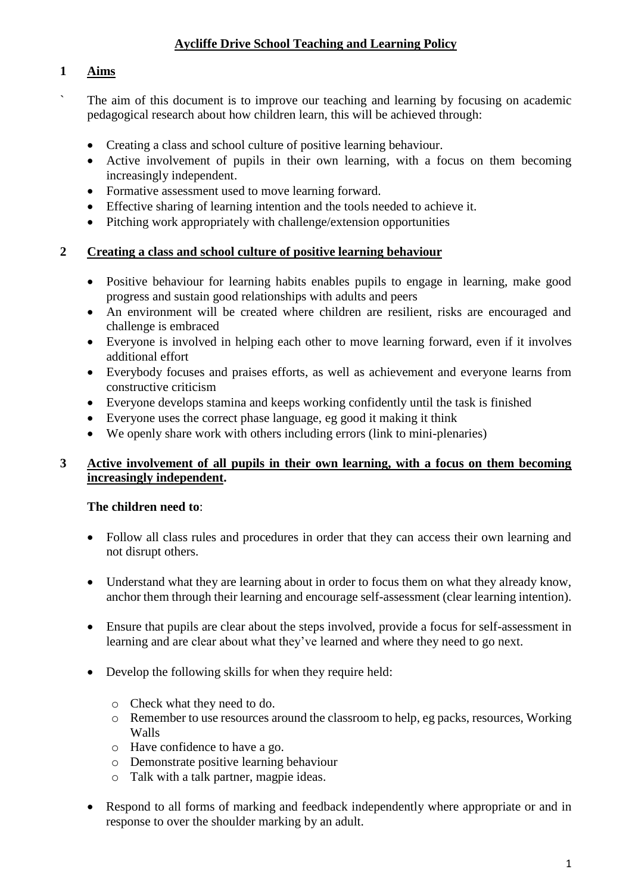## Aycliffe Drive School Teaching and Learning Policy

### 1 Aims

` The aim of this document is to improve our teaching and learning by focusing on academic pedagogical research about how children learn, this will be achieved through:

- Creating a class and school culture of positive learning behaviour.
- Active involvement of pupils in their own learning, with a focus on them becoming increasingly independent.
- Formative assessment used to move learning forward.
- Effective sharing of learning intention and the tools needed to achieve it.
- Pitching work appropriately with challenge/extension opportunities

### 2 Creating a class and school culture of positive learning behaviour

- Positive behaviour for learning habits enables pupils to engage in learning, make good progress and sustain good relationships with adults and peers
- An environment will be created where children are resilient, risks are encouraged and challenge is embraced
- Everyone is involved in helping each other to move learning forward, even if it involves additional effort
- Everybody focuses and praises efforts, as well as achievement and everyone learns from constructive criticism
- Everyone develops stamina and keeps working confidently until the task is finished
- Everyone uses the correct phase language, eg good it making it think
- We openly share work with others including errors (link to mini-plenaries)

### 3 Active involvement of all pupils in their own learning, with a focus on them becoming increasingly independent.

**The children need to**:

- Follow all class rules and procedures in order that they can access their own learning and not disrupt others.
- Understand what they are learning about in order to focus them on what they already know, anchor them through their learning and encourage self-assessment (clear learning intention).
- Ensure that pupils are clear about the steps involved, provide a focus for self-assessment in learning and are clear about what they've learned and where they need to go next.
- Develop the following skills for when they require held:
  - Check what they need to do.
  - Remember to use resources around the classroom to help, eg packs, resources, Working Walls
  - Have confidence to have a go.
  - Demonstrate positive learning behaviour
  - Talk with a talk partner, magpie ideas.
- Respond to all forms of marking and feedback independently where appropriate or and in response to over the shoulder marking by an adult.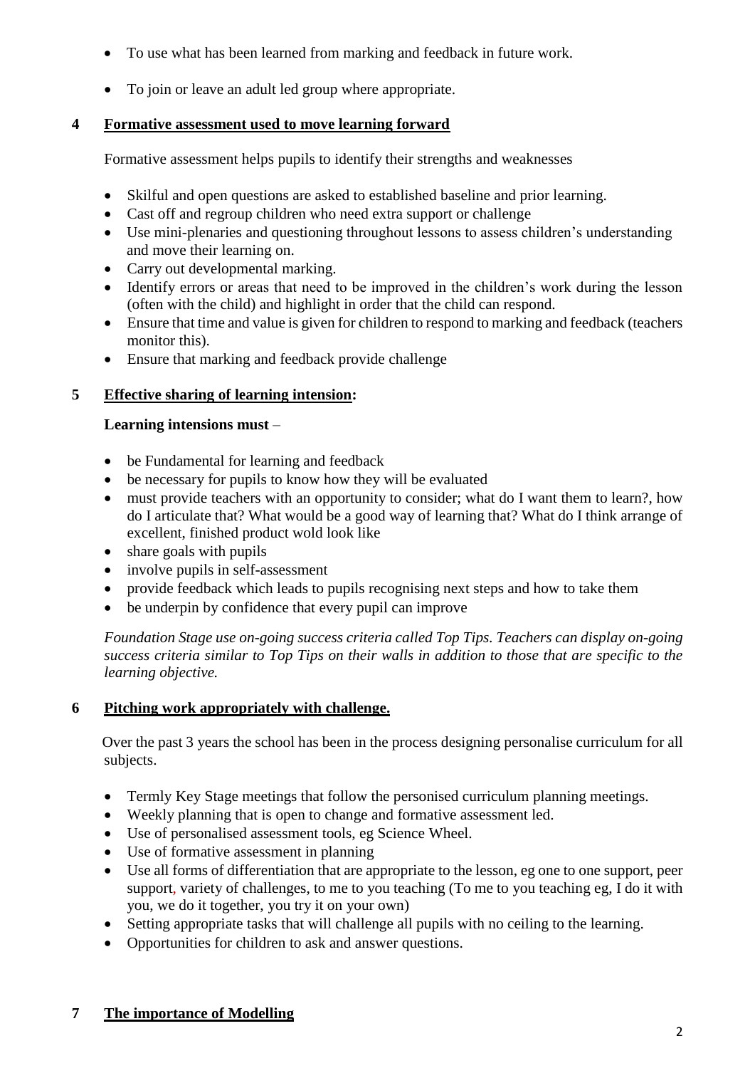- To use what has been learned from marking and feedback in future work.
- To join or leave an adult led group where appropriate.

## 4 Formative assessment used to move learning forward

Formative assessment helps pupils to identify their strengths and weaknesses

- Skilful and open questions are asked to established baseline and prior learning.
- Cast off and regroup children who need extra support or challenge
- Use mini-plenaries and questioning throughout lessons to assess children's understanding and move their learning on.
- Carry out developmental marking.
- Identify errors or areas that need to be improved in the children's work during the lesson (often with the child) and highlight in order that the child can respond.
- Ensure that time and value is given for children to respond to marking and feedback (teachers monitor this).
- Ensure that marking and feedback provide challenge

## 5 Effective sharing of learning intension:

**Learning intensions must** –

- be Fundamental for learning and feedback
- be necessary for pupils to know how they will be evaluated
- must provide teachers with an opportunity to consider; what do I want them to learn?, how do I articulate that? What would be a good way of learning that? What do I think arrange of excellent, finished product wold look like
- share goals with pupils
- involve pupils in self-assessment
- provide feedback which leads to pupils recognising next steps and how to take them
- be underpin by confidence that every pupil can improve

*Foundation Stage use on-going success criteria called Top Tips. Teachers can display on-going success criteria similar to Top Tips on their walls in addition to those that are specific to the learning objective.*

## 6 Pitching work appropriately with challenge.

Over the past 3 years the school has been in the process designing personalise curriculum for all subjects.

- Termly Key Stage meetings that follow the personised curriculum planning meetings.
- Weekly planning that is open to change and formative assessment led.
- Use of personalised assessment tools, eg Science Wheel.
- Use of formative assessment in planning
- Use all forms of differentiation that are appropriate to the lesson, eg one to one support, peer support, variety of challenges, to me to you teaching (To me to you teaching eg, I do it with you, we do it together, you try it on your own)
- Setting appropriate tasks that will challenge all pupils with no ceiling to the learning.
- Opportunities for children to ask and answer questions.

## 7 The importance of Modelling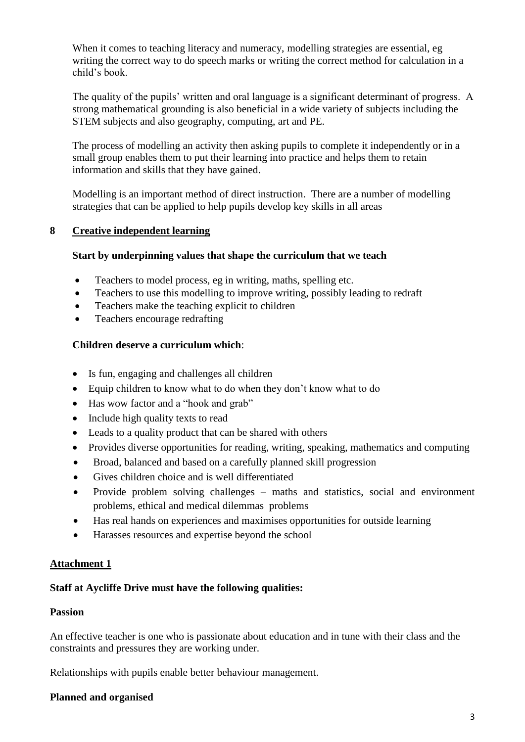When it comes to teaching literacy and numeracy, modelling strategies are essential, eg writing the correct way to do speech marks or writing the correct method for calculation in a child's book.

The quality of the pupils' written and oral language is a significant determinant of progress. A strong mathematical grounding is also beneficial in a wide variety of subjects including the STEM subjects and also geography, computing, art and PE.

The process of modelling an activity then asking pupils to complete it independently or in a small group enables them to put their learning into practice and helps them to retain information and skills that they have gained.

Modelling is an important method of direct instruction. There are a number of modelling strategies that can be applied to help pupils develop key skills in all areas

## 8 Creative independent learning

**Start by underpinning values that shape the curriculum that we teach**

- Teachers to model process, eg in writing, maths, spelling etc.
- Teachers to use this modelling to improve writing, possibly leading to redraft
- Teachers make the teaching explicit to children
- Teachers encourage redrafting

**Children deserve a curriculum which**:

- Is fun, engaging and challenges all children
- Equip children to know what to do when they don't know what to do
- Has wow factor and a "hook and grab"
- Include high quality texts to read
- Leads to a quality product that can be shared with others
- Provides diverse opportunities for reading, writing, speaking, mathematics and computing
- Broad, balanced and based on a carefully planned skill progression
- Gives children choice and is well differentiated
- Provide problem solving challenges – maths and statistics, social and environment problems, ethical and medical dilemmas problems
- Has real hands on experiences and maximises opportunities for outside learning
- Harasses resources and expertise beyond the school

## Attachment 1

**Staff at Aycliffe Drive must have the following qualities:**

**Passion**

An effective teacher is one who is passionate about education and in tune with their class and the constraints and pressures they are working under.

Relationships with pupils enable better behaviour management.

**Planned and organised**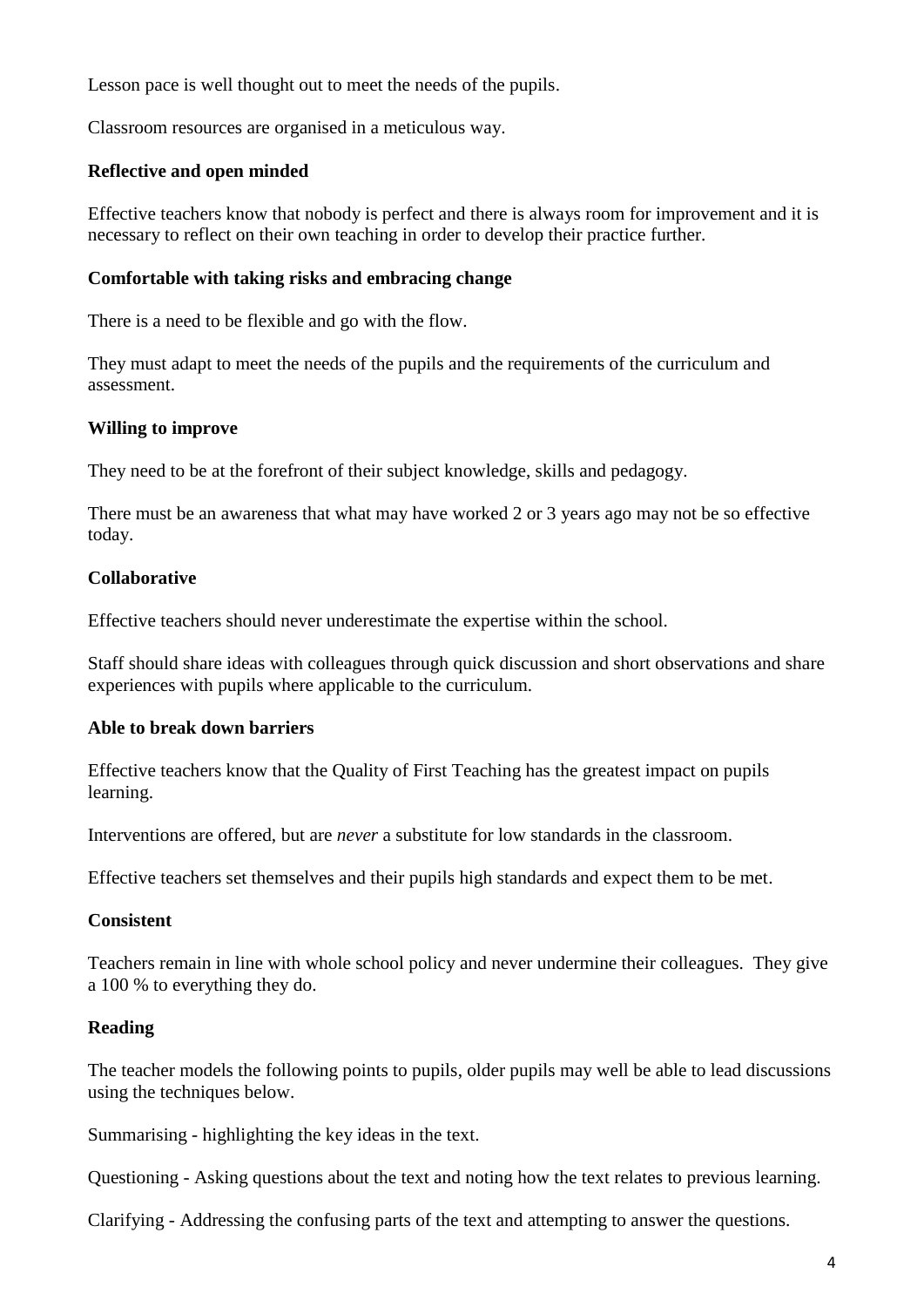Lesson pace is well thought out to meet the needs of the pupils.

Classroom resources are organised in a meticulous way.

**Reflective and open minded**

Effective teachers know that nobody is perfect and there is always room for improvement and it is necessary to reflect on their own teaching in order to develop their practice further.

**Comfortable with taking risks and embracing change**

There is a need to be flexible and go with the flow.

They must adapt to meet the needs of the pupils and the requirements of the curriculum and assessment.

**Willing to improve**

They need to be at the forefront of their subject knowledge, skills and pedagogy.

There must be an awareness that what may have worked 2 or 3 years ago may not be so effective today.

**Collaborative**

Effective teachers should never underestimate the expertise within the school.

Staff should share ideas with colleagues through quick discussion and short observations and share experiences with pupils where applicable to the curriculum.

**Able to break down barriers**

Effective teachers know that the Quality of First Teaching has the greatest impact on pupils learning.

Interventions are offered, but are *never* a substitute for low standards in the classroom.

Effective teachers set themselves and their pupils high standards and expect them to be met.

**Consistent**

Teachers remain in line with whole school policy and never undermine their colleagues. They give a 100 % to everything they do.

**Reading**

The teacher models the following points to pupils, older pupils may well be able to lead discussions using the techniques below.

Summarising - highlighting the key ideas in the text.

Questioning - Asking questions about the text and noting how the text relates to previous learning.

Clarifying - Addressing the confusing parts of the text and attempting to answer the questions.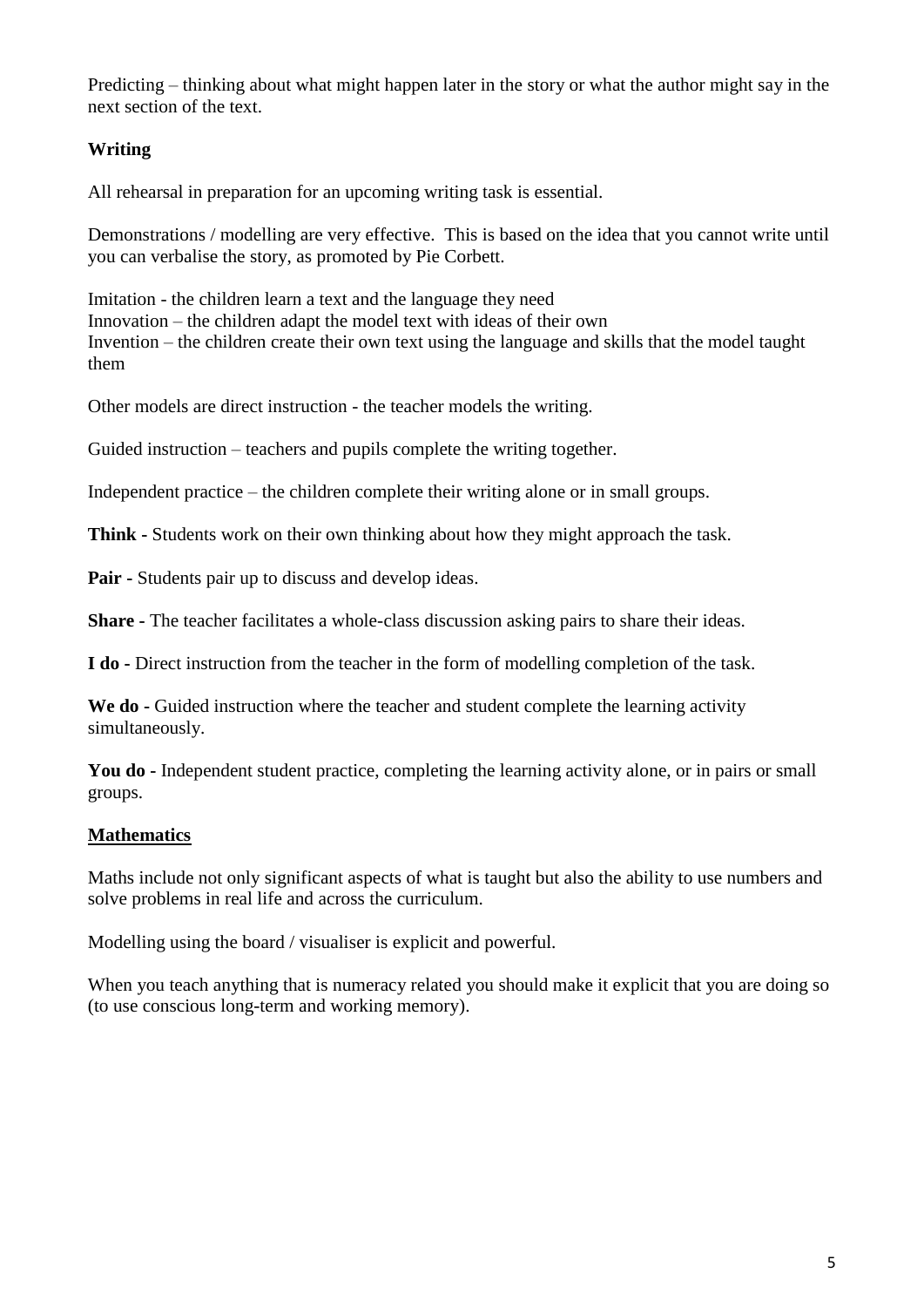Predicting – thinking about what might happen later in the story or what the author might say in the next section of the text.

**Writing**

All rehearsal in preparation for an upcoming writing task is essential.

Demonstrations / modelling are very effective. This is based on the idea that you cannot write until you can verbalise the story, as promoted by Pie Corbett.

Imitation - the children learn a text and the language they need
Innovation – the children adapt the model text with ideas of their own
Invention – the children create their own text using the language and skills that the model taught them

Other models are direct instruction - the teacher models the writing.

Guided instruction – teachers and pupils complete the writing together.

Independent practice – the children complete their writing alone or in small groups.

**Think -** Students work on their own thinking about how they might approach the task.

**Pair -** Students pair up to discuss and develop ideas.

**Share -** The teacher facilitates a whole-class discussion asking pairs to share their ideas.

**I do -** Direct instruction from the teacher in the form of modelling completion of the task.

**We do -** Guided instruction where the teacher and student complete the learning activity simultaneously.

**You do -** Independent student practice, completing the learning activity alone, or in pairs or small groups.

**Mathematics**

Maths include not only significant aspects of what is taught but also the ability to use numbers and solve problems in real life and across the curriculum.

Modelling using the board / visualiser is explicit and powerful.

When you teach anything that is numeracy related you should make it explicit that you are doing so (to use conscious long-term and working memory).